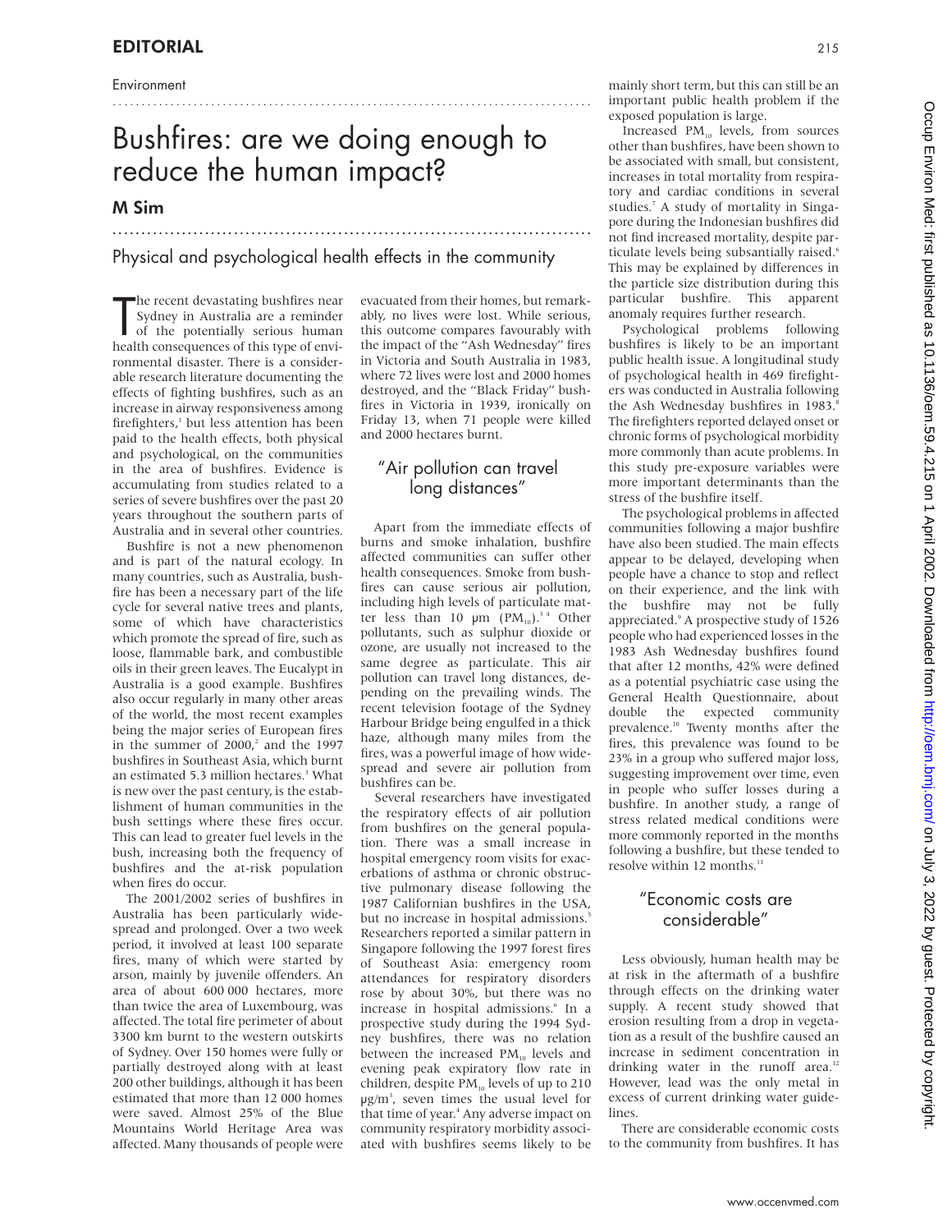EDITORIAL

Environment

# Bushfires: are we doing enough to reduce the human impact?

**M Sim**

## Physical and psychological health effects in the community

The recent devastating bushfires near Sydney in Australia are a reminder of the potentially serious human health consequences of this type of environmental disaster. There is a considerable research literature documenting the effects of fighting bushfires, such as an increase in airway responsiveness among firefighters,[1] but less attention has been paid to the health effects, both physical and psychological, on the communities in the area of bushfires. Evidence is accumulating from studies related to a series of severe bushfires over the past 20 years throughout the southern parts of Australia and in several other countries.

Bushfire is not a new phenomenon and is part of the natural ecology. In many countries, such as Australia, bushfire has been a necessary part of the life cycle for several native trees and plants, some of which have characteristics which promote the spread of fire, such as loose, flammable bark, and combustible oils in their green leaves. The Eucalypt in Australia is a good example. Bushfires also occur regularly in many other areas of the world, the most recent examples being the major series of European fires in the summer of 2000,[2] and the 1997 bushfires in Southeast Asia, which burnt an estimated 5.3 million hectares.[3] What is new over the past century, is the establishment of human communities in the bush settings where these fires occur. This can lead to greater fuel levels in the bush, increasing both the frequency of bushfires and the at-risk population when fires do occur.

The 2001/2002 series of bushfires in Australia has been particularly widespread and prolonged. Over a two week period, it involved at least 100 separate fires, many of which were started by arson, mainly by juvenile offenders. An area of about 600 000 hectares, more than twice the area of Luxembourg, was affected. The total fire perimeter of about 3300 km burnt to the western outskirts of Sydney. Over 150 homes were fully or partially destroyed along with at least 200 other buildings, although it has been estimated that more than 12 000 homes were saved. Almost 25% of the Blue Mountains World Heritage Area was affected. Many thousands of people were evacuated from their homes, but remarkably, no lives were lost. While serious, this outcome compares favourably with the impact of the "Ash Wednesday" fires in Victoria and South Australia in 1983, where 72 lives were lost and 2000 homes destroyed, and the "Black Friday" bushfires in Victoria in 1939, ironically on Friday 13, when 71 people were killed and 2000 hectares burnt.

### "Air pollution can travel long distances"

Apart from the immediate effects of burns and smoke inhalation, bushfire affected communities can suffer other health consequences. Smoke from bushfires can cause serious air pollution, including high levels of particulate matter less than 10 μm ($PM_{10}$).[3,4] Other pollutants, such as sulphur dioxide or ozone, are usually not increased to the same degree as particulate. This air pollution can travel long distances, depending on the prevailing winds. The recent television footage of the Sydney Harbour Bridge being engulfed in a thick haze, although many miles from the fires, was a powerful image of how widespread and severe air pollution from bushfires can be.

Several researchers have investigated the respiratory effects of air pollution from bushfires on the general population. There was a small increase in hospital emergency room visits for exacerbations of asthma or chronic obstructive pulmonary disease following the 1987 Californian bushfires in the USA, but no increase in hospital admissions.[5] Researchers reported a similar pattern in Singapore following the 1997 forest fires of Southeast Asia: emergency room attendances for respiratory disorders rose by about 30%, but there was no increase in hospital admissions.[6] In a prospective study during the 1994 Sydney bushfires, there was no relation between the increased $PM_{10}$ levels and evening peak expiratory flow rate in children, despite $PM_{10}$ levels of up to 210 μg/m$^3$, seven times the usual level for that time of year.[4] Any adverse impact on community respiratory morbidity associated with bushfires seems likely to be mainly short term, but this can still be an important public health problem if the exposed population is large.

Increased $PM_{10}$ levels, from sources other than bushfires, have been shown to be associated with small, but consistent, increases in total mortality from respiratory and cardiac conditions in several studies.[7] A study of mortality in Singapore during the Indonesian bushfires did not find increased mortality, despite particulate levels being subsantially raised.[6] This may be explained by differences in the particle size distribution during this particular bushfire. This apparent anomaly requires further research.

Psychological problems following bushfires is likely to be an important public health issue. A longitudinal study of psychological health in 469 firefighters was conducted in Australia following the Ash Wednesday bushfires in 1983.[8] The firefighters reported delayed onset or chronic forms of psychological morbidity more commonly than acute problems. In this study pre-exposure variables were more important determinants than the stress of the bushfire itself.

The psychological problems in affected communities following a major bushfire have also been studied. The main effects appear to be delayed, developing when people have a chance to stop and reflect on their experience, and the link with the bushfire may not be fully appreciated.[9] A prospective study of 1526 people who had experienced losses in the 1983 Ash Wednesday bushfires found that after 12 months, 42% were defined as a potential psychiatric case using the General Health Questionnaire, about double the expected community prevalence.[10] Twenty months after the fires, this prevalence was found to be 23% in a group who suffered major loss, suggesting improvement over time, even in people who suffer losses during a bushfire. In another study, a range of stress related medical conditions were more commonly reported in the months following a bushfire, but these tended to resolve within 12 months.[11]

### "Economic costs are considerable"

Less obviously, human health may be at risk in the aftermath of a bushfire through effects on the drinking water supply. A recent study showed that erosion resulting from a drop in vegetation as a result of the bushfire caused an increase in sediment concentration in drinking water in the runoff area.[12] However, lead was the only metal in excess of current drinking water guidelines.

There are considerable economic costs to the community from bushfires. It has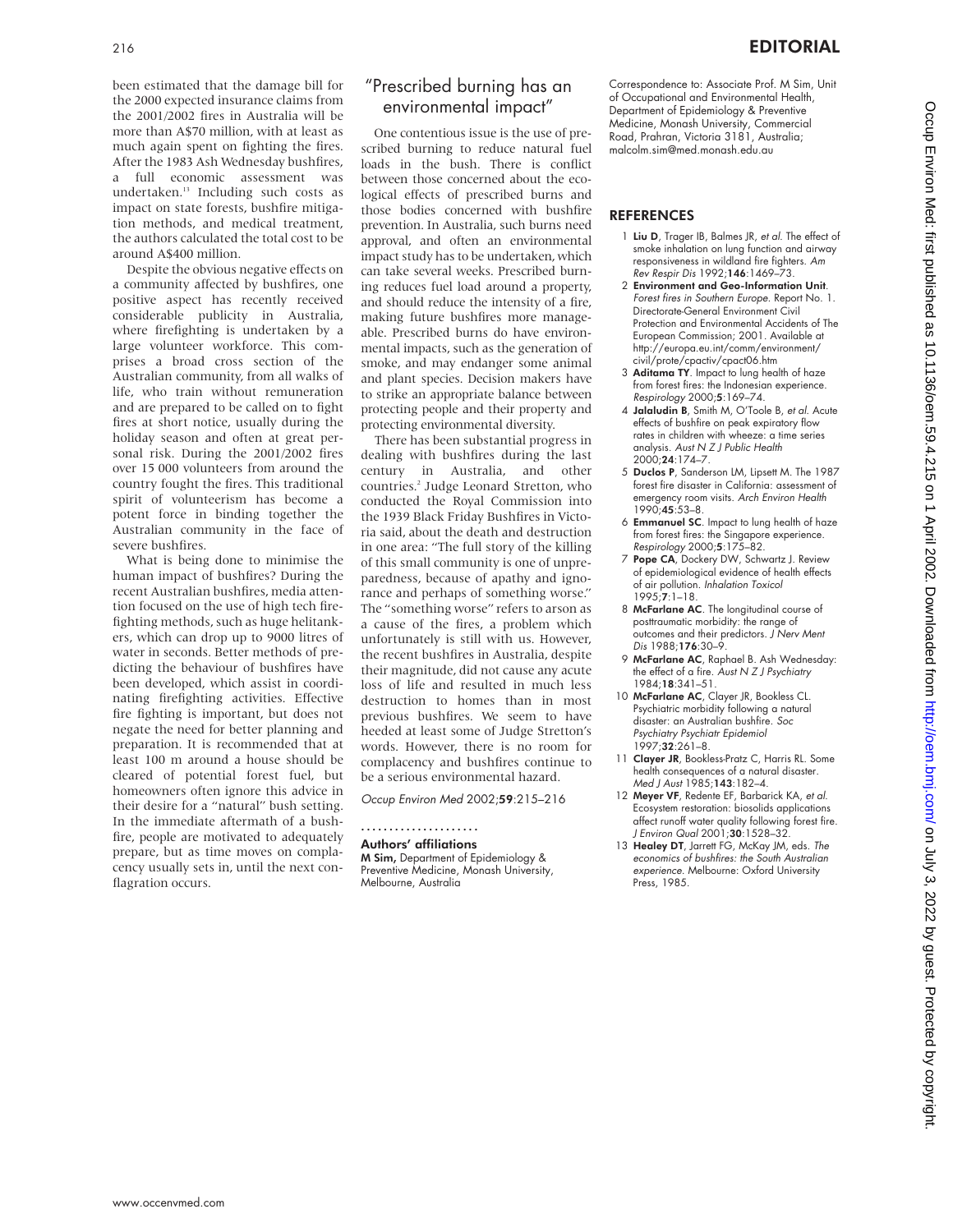been estimated that the damage bill for the 2000 expected insurance claims from the 2001/2002 fires in Australia will be more than A$70 million, with at least as much again spent on fighting the fires. After the 1983 Ash Wednesday bushfires, a full economic assessment was undertaken.[13] Including such costs as impact on state forests, bushfire mitigation methods, and medical treatment, the authors calculated the total cost to be around A$400 million.

Despite the obvious negative effects on a community affected by bushfires, one positive aspect has recently received considerable publicity in Australia, where firefighting is undertaken by a large volunteer workforce. This comprises a broad cross section of the Australian community, from all walks of life, who train without remuneration and are prepared to be called on to fight fires at short notice, usually during the holiday season and often at great personal risk. During the 2001/2002 fires over 15 000 volunteers from around the country fought the fires. This traditional spirit of volunteerism has become a potent force in binding together the Australian community in the face of severe bushfires.

What is being done to minimise the human impact of bushfires? During the recent Australian bushfires, media attention focused on the use of high tech firefighting methods, such as huge helitankers, which can drop up to 9000 litres of water in seconds. Better methods of predicting the behaviour of bushfires have been developed, which assist in coordinating firefighting activities. Effective fire fighting is important, but does not negate the need for better planning and preparation. It is recommended that at least 100 m around a house should be cleared of potential forest fuel, but homeowners often ignore this advice in their desire for a "natural" bush setting. In the immediate aftermath of a bushfire, people are motivated to adequately prepare, but as time moves on complacency usually sets in, until the next conflagration occurs.

## "Prescribed burning has an environmental impact"

One contentious issue is the use of prescribed burning to reduce natural fuel loads in the bush. There is conflict between those concerned about the ecological effects of prescribed burns and those bodies concerned with bushfire prevention. In Australia, such burns need approval, and often an environmental impact study has to be undertaken, which can take several weeks. Prescribed burning reduces fuel load around a property, and should reduce the intensity of a fire, making future bushfires more manageable. Prescribed burns do have environmental impacts, such as the generation of smoke, and may endanger some animal and plant species. Decision makers have to strike an appropriate balance between protecting people and their property and protecting environmental diversity.

There has been substantial progress in dealing with bushfires during the last century in Australia, and other countries.[2] Judge Leonard Stretton, who conducted the Royal Commission into the 1939 Black Friday Bushfires in Victoria said, about the death and destruction in one area: "The full story of the killing of this small community is one of unpreparedness, because of apathy and ignorance and perhaps of something worse." The "something worse" refers to arson as a cause of the fires, a problem which unfortunately is still with us. However, the recent bushfires in Australia, despite their magnitude, did not cause any acute loss of life and resulted in much less destruction to homes than in most previous bushfires. We seem to have heeded at least some of Judge Stretton's words. However, there is no room for complacency and bushfires continue to be a serious environmental hazard.

*Occup Environ Med* 2002;**59**:215–216

### Authors' affiliations

**M Sim,** Department of Epidemiology & Preventive Medicine, Monash University, Melbourne, Australia

Correspondence to: Associate Prof. M Sim, Unit of Occupational and Environmental Health, Department of Epidemiology & Preventive Medicine, Monash University, Commercial Road, Prahran, Victoria 3181, Australia; malcolm.sim@med.monash.edu.au

## REFERENCES

1. **Liu D**, Trager IB, Balmes JR, *et al*. The effect of smoke inhalation on lung function and airway responsiveness in wildland fire fighters. *Am Rev Respir Dis* 1992;**146**:1469–73.
2. **Environment and Geo-Information Unit**. *Forest fires in Southern Europe*. Report No. 1. Directorate-General Environment Civil Protection and Environmental Accidents of The European Commission; 2001. Available at http://europa.eu.int/comm/environment/civil/prote/cpactiv/cpact06.htm
3. **Aditama TY**. Impact to lung health of haze from forest fires: the Indonesian experience. *Respirology* 2000;**5**:169–74.
4. **Jalaludin B**, Smith M, O'Toole B, *et al*. Acute effects of bushfire on peak expiratory flow rates in children with wheeze: a time series analysis. *Aust N Z J Public Health* 2000;**24**:174–7.
5. **Duclos P**, Sanderson LM, Lipsett M. The 1987 forest fire disaster in California: assessment of emergency room visits. *Arch Environ Health* 1990;**45**:53–8.
6. **Emmanuel SC**. Impact to lung health of haze from forest fires: the Singapore experience. *Respirology* 2000;**5**:175–82.
7. **Pope CA**, Dockery DW, Schwartz J. Review of epidemiological evidence of health effects of air pollution. *Inhalation Toxicol* 1995;**7**:1–18.
8. **McFarlane AC**. The longitudinal course of posttraumatic morbidity: the range of outcomes and their predictors. *J Nerv Ment Dis* 1988;**176**:30–9.
9. **McFarlane AC**, Raphael B. Ash Wednesday: the effect of a fire. *Aust N Z J Psychiatry* 1984;**18**:341–51.
10. **McFarlane AC**, Clayer JR, Bookless CL. Psychiatric morbidity following a natural disaster: an Australian bushfire. *Soc Psychiatry Psychiatr Epidemiol* 1997;**32**:261–8.
11. **Clayer JR**, Bookless-Pratz C, Harris RL. Some health consequences of a natural disaster. *Med J Aust* 1985;**143**:182–4.
12. **Meyer VF**, Redente EF, Barbarick KA, *et al*. Ecosystem restoration: biosolids applications affect runoff water quality following forest fire. *J Environ Qual* 2001;**30**:1528–32.
13. **Healey DT**, Jarrett FG, McKay JM, eds. *The economics of bushfires: the South Australian experience*. Melbourne: Oxford University Press, 1985.